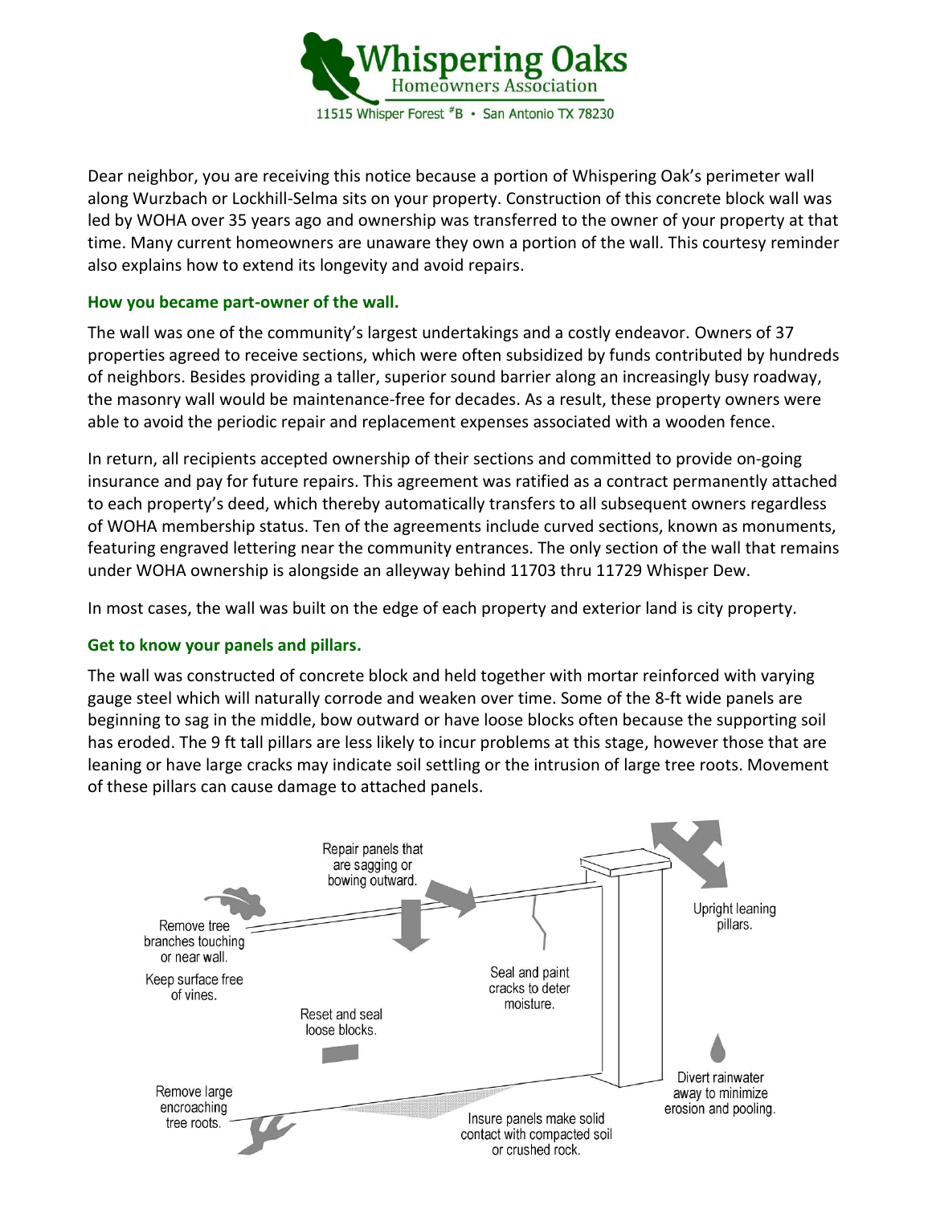Whispering Oaks
Homeowners Association
11515 Whisper Forest #B • San Antonio TX 78230

Dear neighbor, you are receiving this notice because a portion of Whispering Oak's perimeter wall along Wurzbach or Lockhill-Selma sits on your property. Construction of this concrete block wall was led by WOHA over 35 years ago and ownership was transferred to the owner of your property at that time. Many current homeowners are unaware they own a portion of the wall. This courtesy reminder also explains how to extend its longevity and avoid repairs.

### How you became part-owner of the wall.

The wall was one of the community's largest undertakings and a costly endeavor. Owners of 37 properties agreed to receive sections, which were often subsidized by funds contributed by hundreds of neighbors. Besides providing a taller, superior sound barrier along an increasingly busy roadway, the masonry wall would be maintenance-free for decades. As a result, these property owners were able to avoid the periodic repair and replacement expenses associated with a wooden fence.

In return, all recipients accepted ownership of their sections and committed to provide on-going insurance and pay for future repairs. This agreement was ratified as a contract permanently attached to each property's deed, which thereby automatically transfers to all subsequent owners regardless of WOHA membership status. Ten of the agreements include curved sections, known as monuments, featuring engraved lettering near the community entrances. The only section of the wall that remains under WOHA ownership is alongside an alleyway behind 11703 thru 11729 Whisper Dew.

In most cases, the wall was built on the edge of each property and exterior land is city property.

### Get to know your panels and pillars.

The wall was constructed of concrete block and held together with mortar reinforced with varying gauge steel which will naturally corrode and weaken over time. Some of the 8-ft wide panels are beginning to sag in the middle, bow outward or have loose blocks often because the supporting soil has eroded. The 9 ft tall pillars are less likely to incur problems at this stage, however those that are leaning or have large cracks may indicate soil settling or the intrusion of large tree roots. Movement of these pillars can cause damage to attached panels.

Repair panels that are sagging or bowing outward.

Remove tree branches touching or near wall.

Keep surface free of vines.

Reset and seal loose blocks.

Seal and paint cracks to deter moisture.

Upright leaning pillars.

Divert rainwater away to minimize erosion and pooling.

Remove large encroaching tree roots.

Insure panels make solid contact with compacted soil or crushed rock.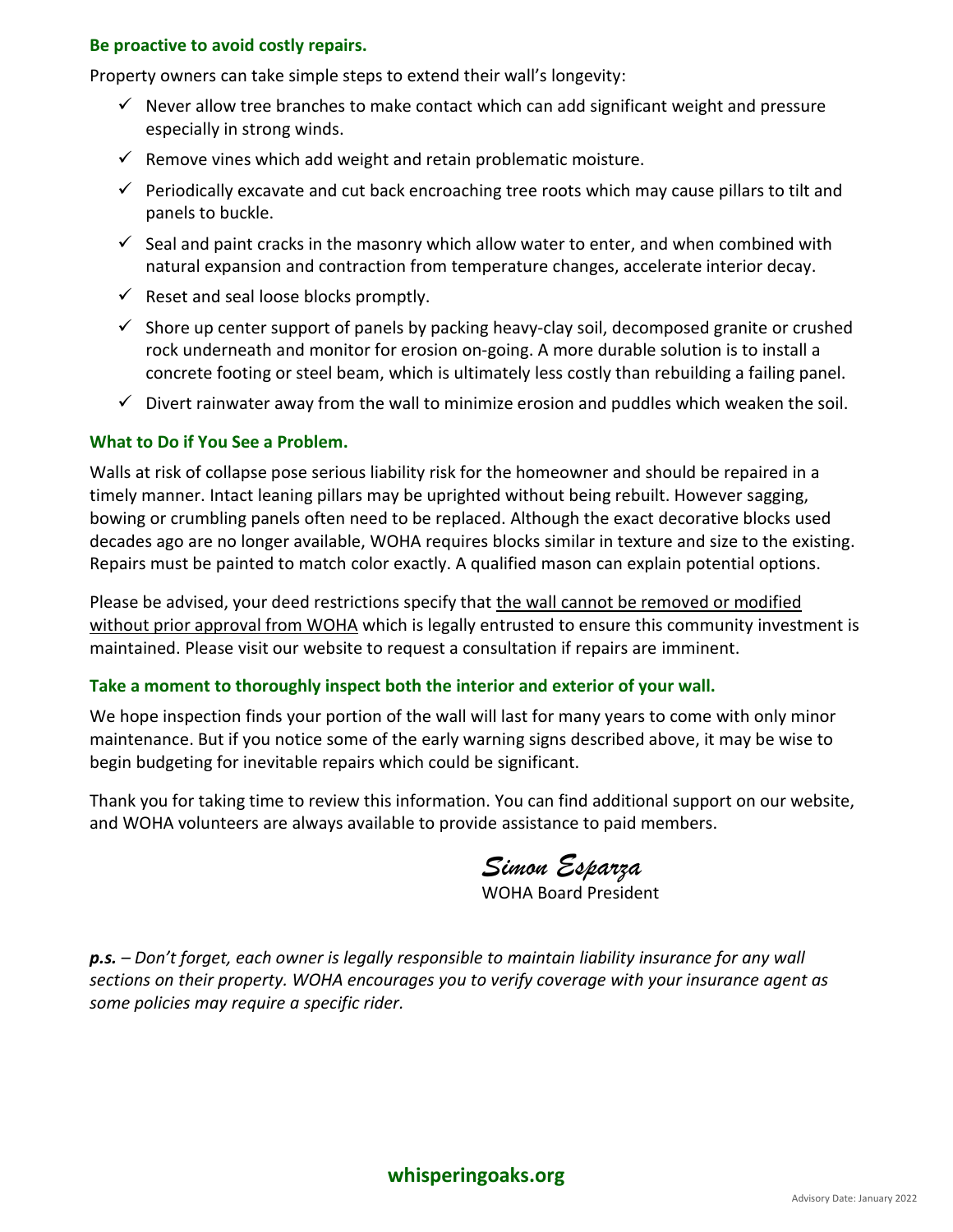**Be proactive to avoid costly repairs.**

Property owners can take simple steps to extend their wall's longevity:

- ✓ Never allow tree branches to make contact which can add significant weight and pressure especially in strong winds.
- ✓ Remove vines which add weight and retain problematic moisture.
- ✓ Periodically excavate and cut back encroaching tree roots which may cause pillars to tilt and panels to buckle.
- ✓ Seal and paint cracks in the masonry which allow water to enter, and when combined with natural expansion and contraction from temperature changes, accelerate interior decay.
- ✓ Reset and seal loose blocks promptly.
- ✓ Shore up center support of panels by packing heavy-clay soil, decomposed granite or crushed rock underneath and monitor for erosion on-going. A more durable solution is to install a concrete footing or steel beam, which is ultimately less costly than rebuilding a failing panel.
- ✓ Divert rainwater away from the wall to minimize erosion and puddles which weaken the soil.

**What to Do if You See a Problem.**

Walls at risk of collapse pose serious liability risk for the homeowner and should be repaired in a timely manner. Intact leaning pillars may be uprighted without being rebuilt. However sagging, bowing or crumbling panels often need to be replaced. Although the exact decorative blocks used decades ago are no longer available, WOHA requires blocks similar in texture and size to the existing. Repairs must be painted to match color exactly. A qualified mason can explain potential options.

Please be advised, your deed restrictions specify that <u>the wall cannot be removed or modified without prior approval from WOHA</u> which is legally entrusted to ensure this community investment is maintained. Please visit our website to request a consultation if repairs are imminent.

**Take a moment to thoroughly inspect both the interior and exterior of your wall.**

We hope inspection finds your portion of the wall will last for many years to come with only minor maintenance. But if you notice some of the early warning signs described above, it may be wise to begin budgeting for inevitable repairs which could be significant.

Thank you for taking time to review this information. You can find additional support on our website, and WOHA volunteers are always available to provide assistance to paid members.

*Simon Esparza*
WOHA Board President

***p.s.*** *– Don't forget, each owner is legally responsible to maintain liability insurance for any wall sections on their property. WOHA encourages you to verify coverage with your insurance agent as some policies may require a specific rider.*

**whisperingoaks.org**

Advisory Date: January 2022